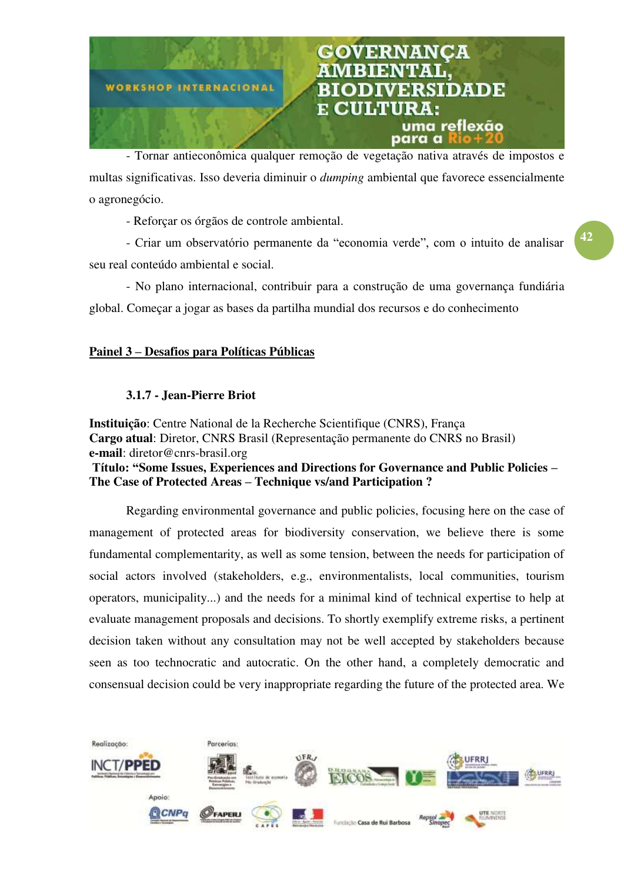- Tornar antieconômica qualquer remoção de vegetação nativa através de impostos e multas significativas. Isso deveria diminuir o *dumping* ambiental que favorece essencialmente o agronegócio.

- Reforçar os órgãos de controle ambiental.

- Criar um observatório permanente da "economia verde", com o intuito de analisar seu real conteúdo ambiental e social.

- No plano internacional, contribuir para a construção de uma governança fundiária global. Começar a jogar as bases da partilha mundial dos recursos e do conhecimento

## Painel 3 – Desafios para Políticas Públicas

### 3.1.7 - Jean-Pierre Briot

**Instituição**: Centre National de la Recherche Scientifique (CNRS), França
**Cargo atual**: Diretor, CNRS Brasil (Representação permanente do CNRS no Brasil)
**e-mail**: diretor@cnrs-brasil.org
**Título: "Some Issues, Experiences and Directions for Governance and Public Policies – The Case of Protected Areas – Technique vs/and Participation ?**

Regarding environmental governance and public policies, focusing here on the case of management of protected areas for biodiversity conservation, we believe there is some fundamental complementarity, as well as some tension, between the needs for participation of social actors involved (stakeholders, e.g., environmentalists, local communities, tourism operators, municipality...) and the needs for a minimal kind of technical expertise to help at evaluate management proposals and decisions. To shortly exemplify extreme risks, a pertinent decision taken without any consultation may not be well accepted by stakeholders because seen as too technocratic and autocratic. On the other hand, a completely democratic and consensual decision could be very inappropriate regarding the future of the protected area. We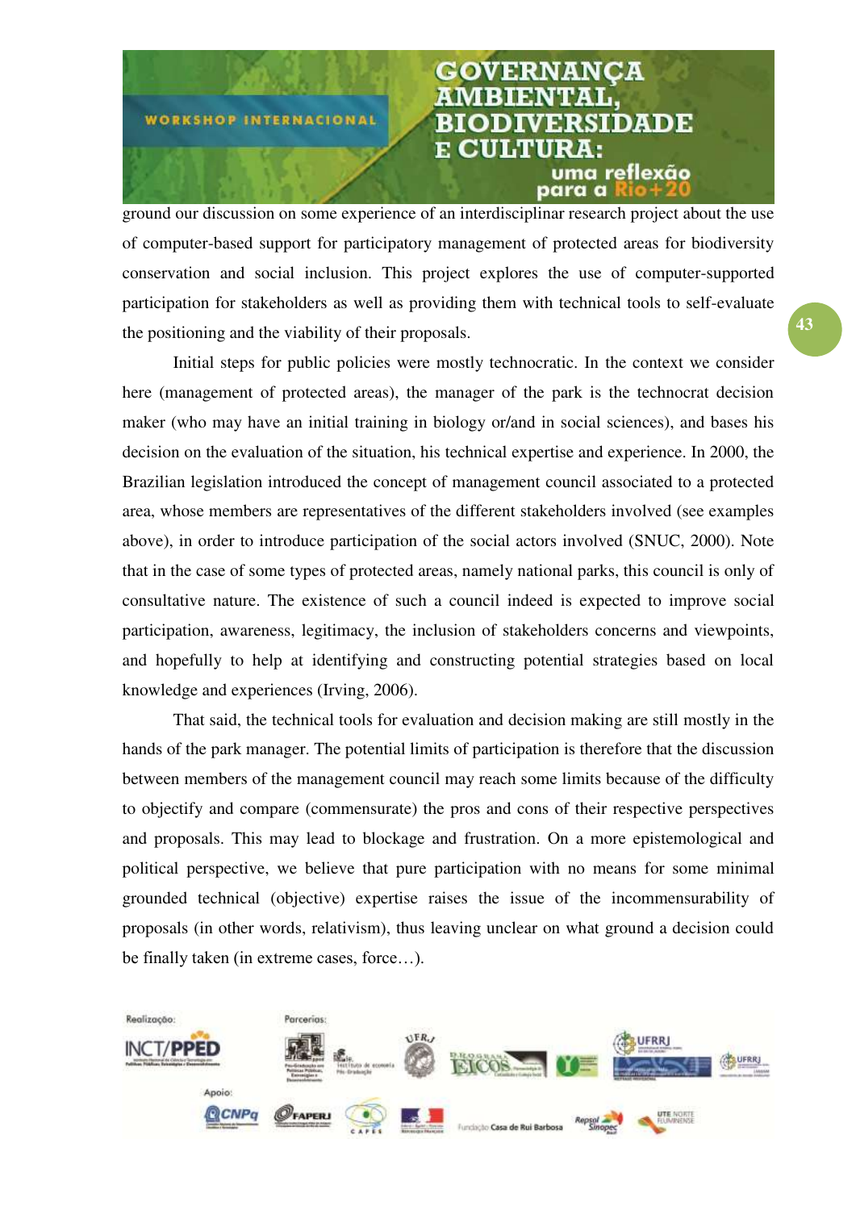ground our discussion on some experience of an interdisciplinar research project about the use of computer-based support for participatory management of protected areas for biodiversity conservation and social inclusion. This project explores the use of computer-supported participation for stakeholders as well as providing them with technical tools to self-evaluate the positioning and the viability of their proposals.

Initial steps for public policies were mostly technocratic. In the context we consider here (management of protected areas), the manager of the park is the technocrat decision maker (who may have an initial training in biology or/and in social sciences), and bases his decision on the evaluation of the situation, his technical expertise and experience. In 2000, the Brazilian legislation introduced the concept of management council associated to a protected area, whose members are representatives of the different stakeholders involved (see examples above), in order to introduce participation of the social actors involved (SNUC, 2000). Note that in the case of some types of protected areas, namely national parks, this council is only of consultative nature. The existence of such a council indeed is expected to improve social participation, awareness, legitimacy, the inclusion of stakeholders concerns and viewpoints, and hopefully to help at identifying and constructing potential strategies based on local knowledge and experiences (Irving, 2006).

That said, the technical tools for evaluation and decision making are still mostly in the hands of the park manager. The potential limits of participation is therefore that the discussion between members of the management council may reach some limits because of the difficulty to objectify and compare (commensurate) the pros and cons of their respective perspectives and proposals. This may lead to blockage and frustration. On a more epistemological and political perspective, we believe that pure participation with no means for some minimal grounded technical (objective) expertise raises the issue of the incommensurability of proposals (in other words, relativism), thus leaving unclear on what ground a decision could be finally taken (in extreme cases, force…).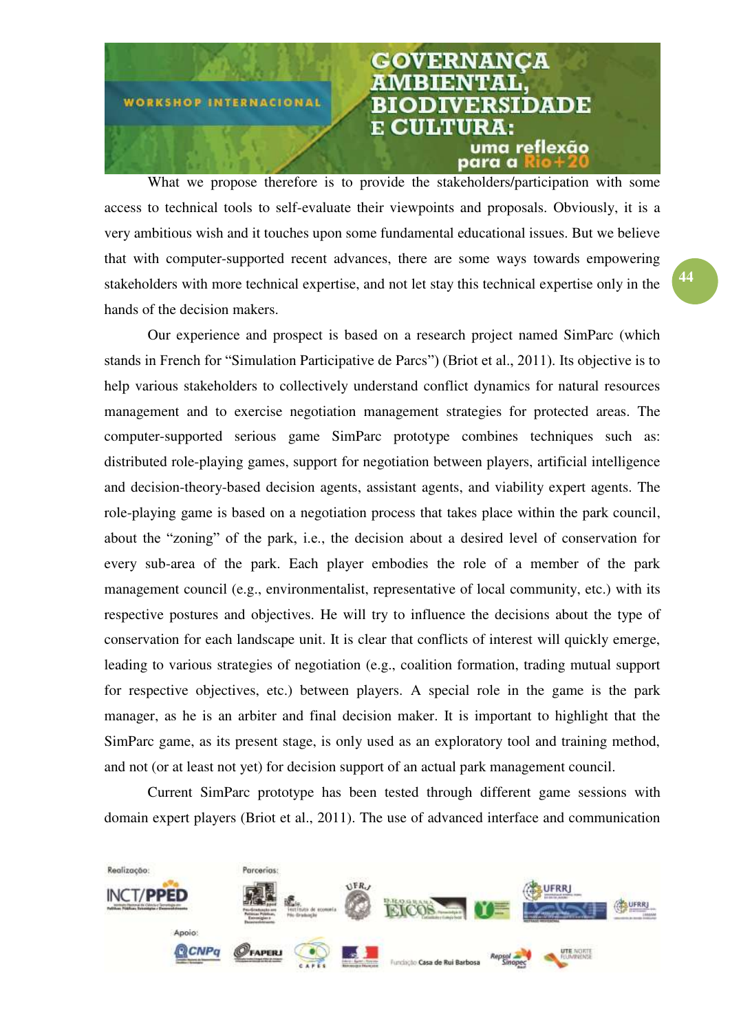What we propose therefore is to provide the stakeholders/participation with some access to technical tools to self-evaluate their viewpoints and proposals. Obviously, it is a very ambitious wish and it touches upon some fundamental educational issues. But we believe that with computer-supported recent advances, there are some ways towards empowering stakeholders with more technical expertise, and not let stay this technical expertise only in the hands of the decision makers.

Our experience and prospect is based on a research project named SimParc (which stands in French for "Simulation Participative de Parcs") (Briot et al., 2011). Its objective is to help various stakeholders to collectively understand conflict dynamics for natural resources management and to exercise negotiation management strategies for protected areas. The computer-supported serious game SimParc prototype combines techniques such as: distributed role-playing games, support for negotiation between players, artificial intelligence and decision-theory-based decision agents, assistant agents, and viability expert agents. The role-playing game is based on a negotiation process that takes place within the park council, about the "zoning" of the park, i.e., the decision about a desired level of conservation for every sub-area of the park. Each player embodies the role of a member of the park management council (e.g., environmentalist, representative of local community, etc.) with its respective postures and objectives. He will try to influence the decisions about the type of conservation for each landscape unit. It is clear that conflicts of interest will quickly emerge, leading to various strategies of negotiation (e.g., coalition formation, trading mutual support for respective objectives, etc.) between players. A special role in the game is the park manager, as he is an arbiter and final decision maker. It is important to highlight that the SimParc game, as its present stage, is only used as an exploratory tool and training method, and not (or at least not yet) for decision support of an actual park management council.

Current SimParc prototype has been tested through different game sessions with domain expert players (Briot et al., 2011). The use of advanced interface and communication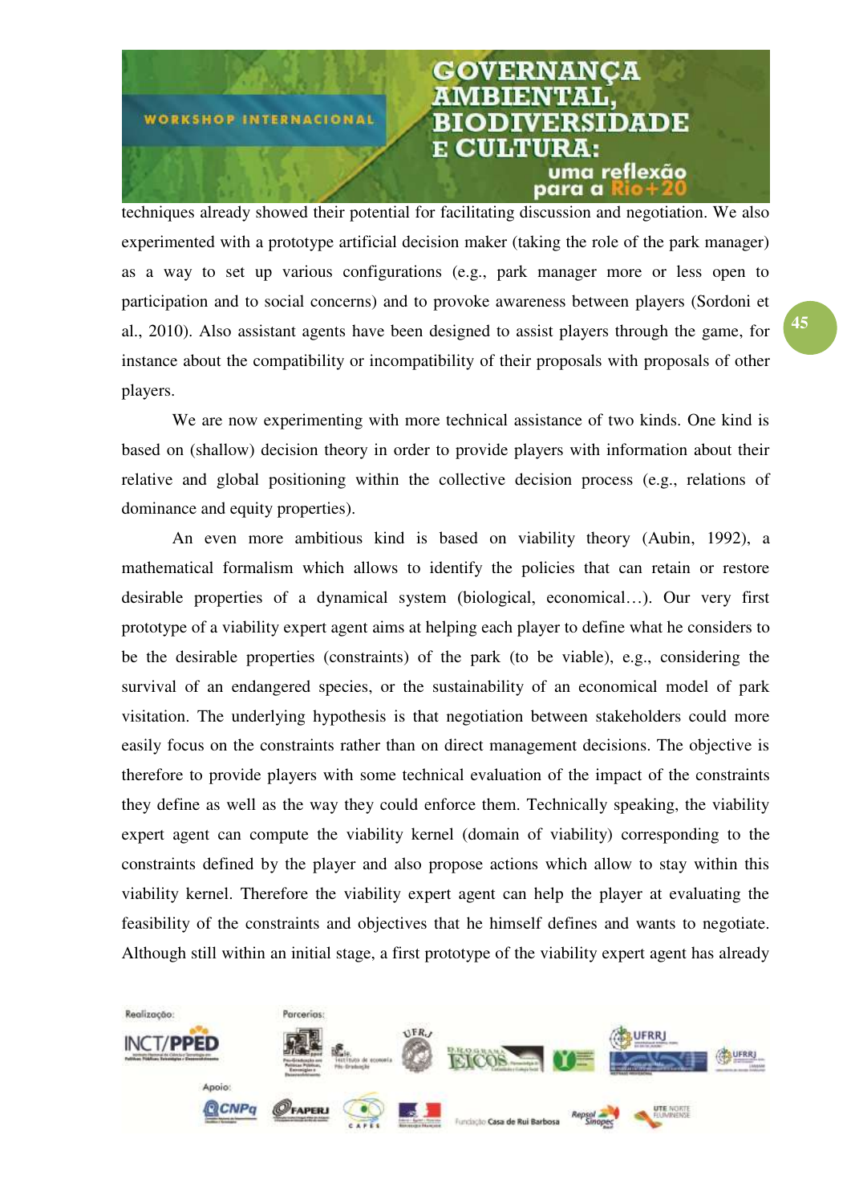techniques already showed their potential for facilitating discussion and negotiation. We also experimented with a prototype artificial decision maker (taking the role of the park manager) as a way to set up various configurations (e.g., park manager more or less open to participation and to social concerns) and to provoke awareness between players (Sordoni et al., 2010). Also assistant agents have been designed to assist players through the game, for instance about the compatibility or incompatibility of their proposals with proposals of other players.

We are now experimenting with more technical assistance of two kinds. One kind is based on (shallow) decision theory in order to provide players with information about their relative and global positioning within the collective decision process (e.g., relations of dominance and equity properties).

An even more ambitious kind is based on viability theory (Aubin, 1992), a mathematical formalism which allows to identify the policies that can retain or restore desirable properties of a dynamical system (biological, economical…). Our very first prototype of a viability expert agent aims at helping each player to define what he considers to be the desirable properties (constraints) of the park (to be viable), e.g., considering the survival of an endangered species, or the sustainability of an economical model of park visitation. The underlying hypothesis is that negotiation between stakeholders could more easily focus on the constraints rather than on direct management decisions. The objective is therefore to provide players with some technical evaluation of the impact of the constraints they define as well as the way they could enforce them. Technically speaking, the viability expert agent can compute the viability kernel (domain of viability) corresponding to the constraints defined by the player and also propose actions which allow to stay within this viability kernel. Therefore the viability expert agent can help the player at evaluating the feasibility of the constraints and objectives that he himself defines and wants to negotiate. Although still within an initial stage, a first prototype of the viability expert agent has already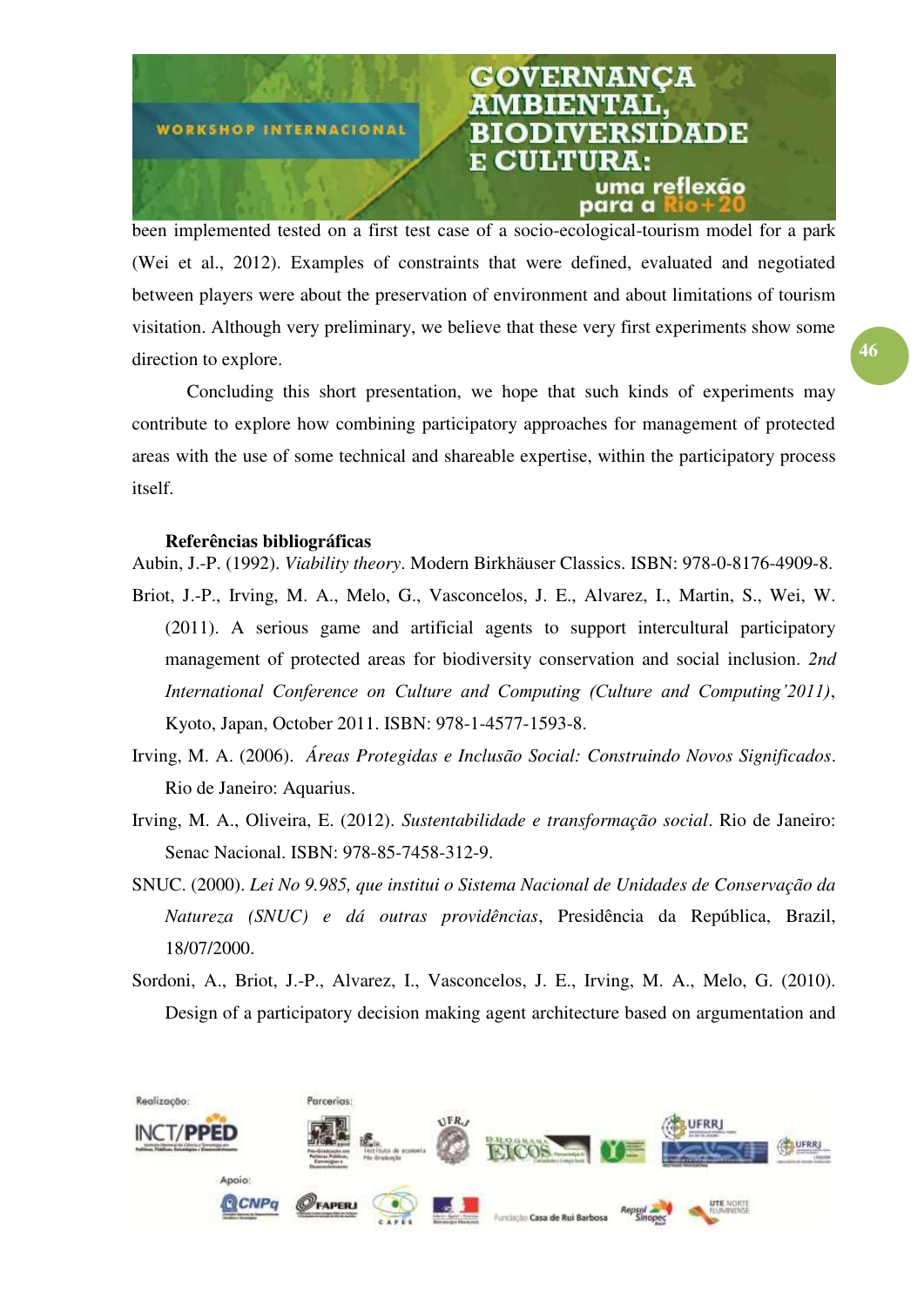been implemented tested on a first test case of a socio-ecological-tourism model for a park (Wei et al., 2012). Examples of constraints that were defined, evaluated and negotiated between players were about the preservation of environment and about limitations of tourism visitation. Although very preliminary, we believe that these very first experiments show some direction to explore.

Concluding this short presentation, we hope that such kinds of experiments may contribute to explore how combining participatory approaches for management of protected areas with the use of some technical and shareable expertise, within the participatory process itself.

**Referências bibliográficas**

Aubin, J.-P. (1992). *Viability theory*. Modern Birkhäuser Classics. ISBN: 978-0-8176-4909-8.

Briot, J.-P., Irving, M. A., Melo, G., Vasconcelos, J. E., Alvarez, I., Martin, S., Wei, W. (2011). A serious game and artificial agents to support intercultural participatory management of protected areas for biodiversity conservation and social inclusion. *2nd International Conference on Culture and Computing (Culture and Computing'2011)*, Kyoto, Japan, October 2011. ISBN: 978-1-4577-1593-8.

Irving, M. A. (2006). *Áreas Protegidas e Inclusão Social: Construindo Novos Significados*. Rio de Janeiro: Aquarius.

Irving, M. A., Oliveira, E. (2012). *Sustentabilidade e transformação social*. Rio de Janeiro: Senac Nacional. ISBN: 978-85-7458-312-9.

SNUC. (2000). *Lei No 9.985, que institui o Sistema Nacional de Unidades de Conservação da Natureza (SNUC) e dá outras providências*, Presidência da República, Brazil, 18/07/2000.

Sordoni, A., Briot, J.-P., Alvarez, I., Vasconcelos, J. E., Irving, M. A., Melo, G. (2010). Design of a participatory decision making agent architecture based on argumentation and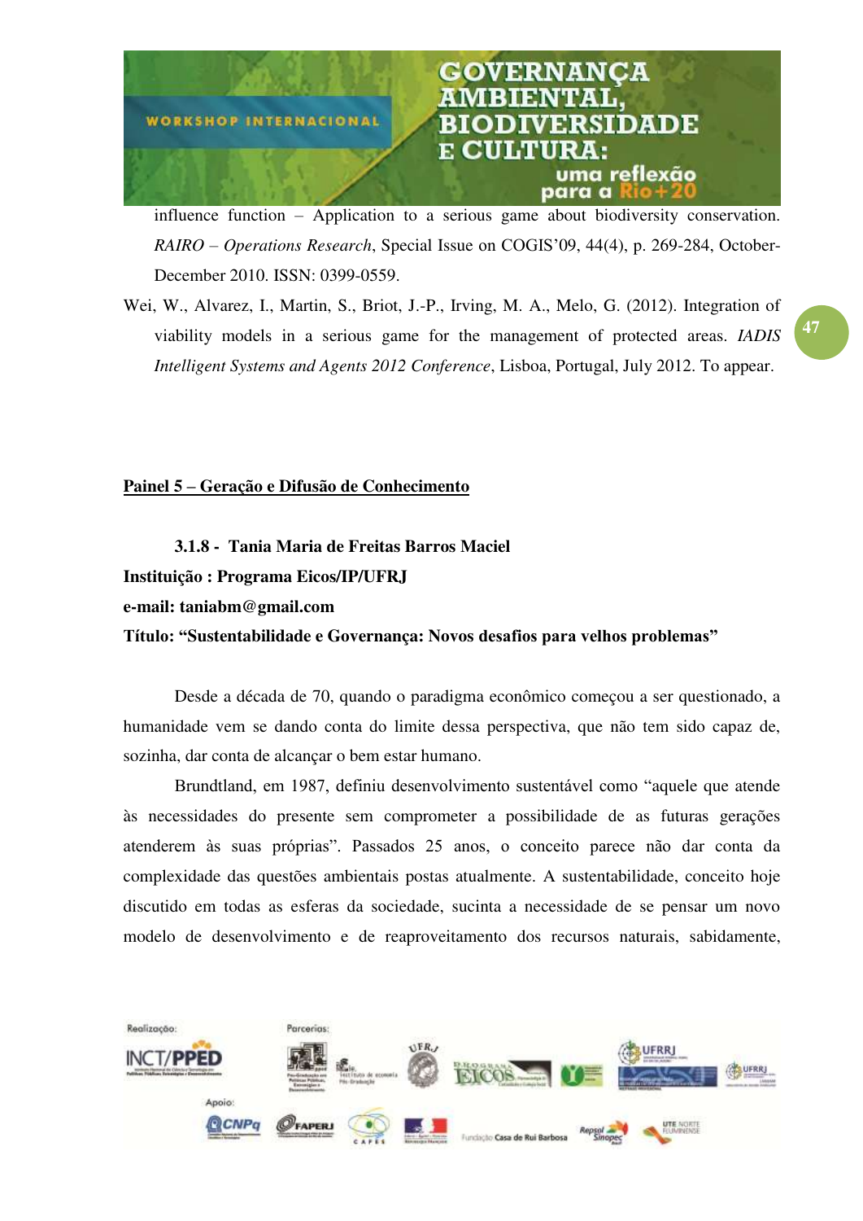influence function – Application to a serious game about biodiversity conservation. *RAIRO – Operations Research*, Special Issue on COGIS'09, 44(4), p. 269-284, October-December 2010. ISSN: 0399-0559.

Wei, W., Alvarez, I., Martin, S., Briot, J.-P., Irving, M. A., Melo, G. (2012). Integration of viability models in a serious game for the management of protected areas. *IADIS Intelligent Systems and Agents 2012 Conference*, Lisboa, Portugal, July 2012. To appear.

**Painel 5 – Geração e Difusão de Conhecimento**

**3.1.8 - Tania Maria de Freitas Barros Maciel**

**Instituição : Programa Eicos/IP/UFRJ**

**e-mail: taniabm@gmail.com**

**Título: "Sustentabilidade e Governança: Novos desafios para velhos problemas"**

Desde a década de 70, quando o paradigma econômico começou a ser questionado, a humanidade vem se dando conta do limite dessa perspectiva, que não tem sido capaz de, sozinha, dar conta de alcançar o bem estar humano.

Brundtland, em 1987, definiu desenvolvimento sustentável como "aquele que atende às necessidades do presente sem comprometer a possibilidade de as futuras gerações atenderem às suas próprias". Passados 25 anos, o conceito parece não dar conta da complexidade das questões ambientais postas atualmente. A sustentabilidade, conceito hoje discutido em todas as esferas da sociedade, sucinta a necessidade de se pensar um novo modelo de desenvolvimento e de reaproveitamento dos recursos naturais, sabidamente,